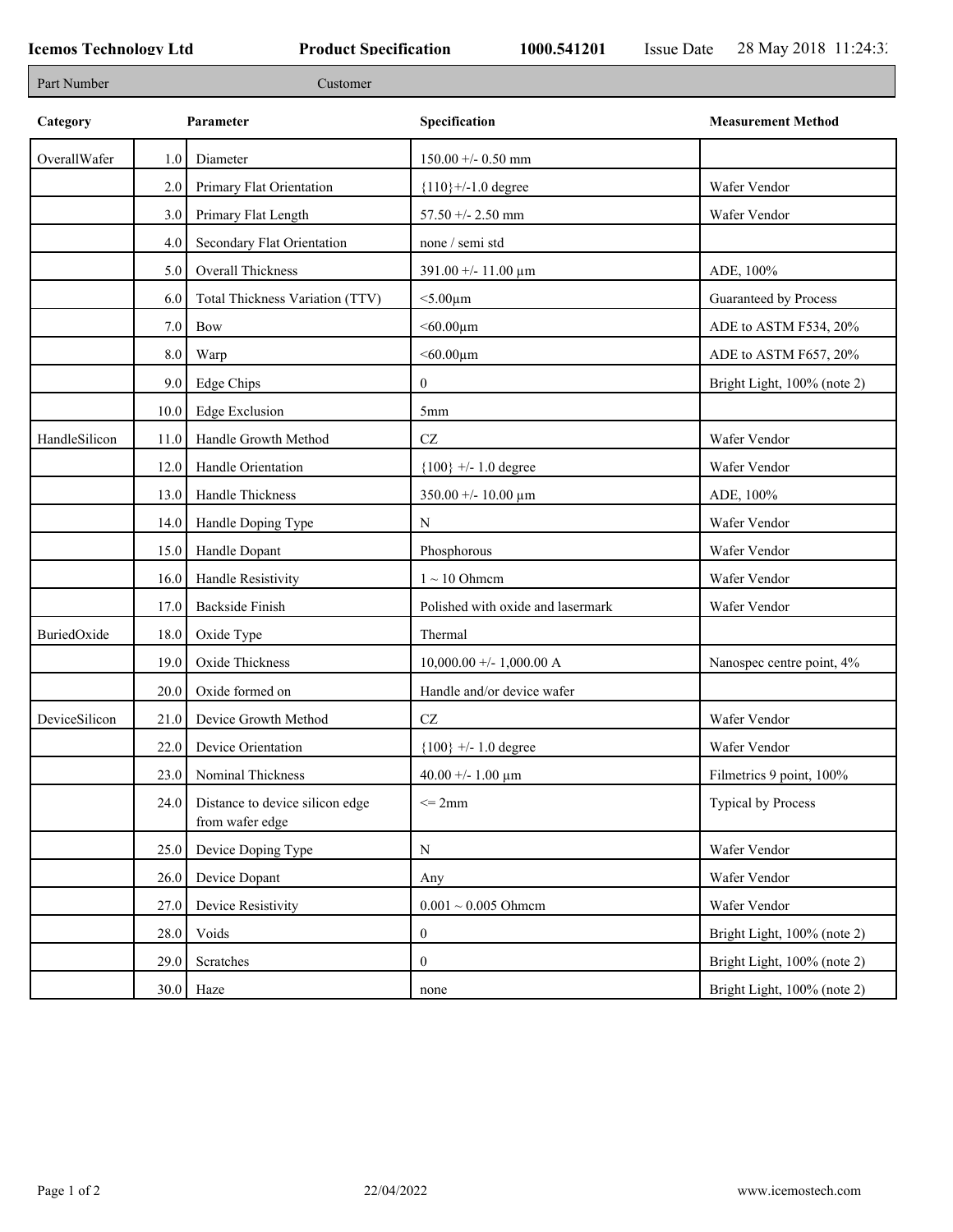**Icemos Technology Ltd** **Product Specification** **1000.541201** Issue Date 28 May 2018 11:24:3

| Part Number | Customer |
|---|---|

| Category | | Parameter | Specification | Measurement Method |
|---|---|---|---|---|
| OverallWafer | 1.0 | Diameter | 150.00 +/- 0.50 mm | |
| | 2.0 | Primary Flat Orientation | {110}+/-1.0 degree | Wafer Vendor |
| | 3.0 | Primary Flat Length | 57.50 +/- 2.50 mm | Wafer Vendor |
| | 4.0 | Secondary Flat Orientation | none / semi std | |
| | 5.0 | Overall Thickness | 391.00 +/- 11.00 µm | ADE, 100% |
| | 6.0 | Total Thickness Variation (TTV) | <5.00µm | Guaranteed by Process |
| | 7.0 | Bow | <60.00µm | ADE to ASTM F534, 20% |
| | 8.0 | Warp | <60.00µm | ADE to ASTM F657, 20% |
| | 9.0 | Edge Chips | 0 | Bright Light, 100% (note 2) |
| | 10.0 | Edge Exclusion | 5mm | |
| HandleSilicon | 11.0 | Handle Growth Method | CZ | Wafer Vendor |
| | 12.0 | Handle Orientation | {100} +/- 1.0 degree | Wafer Vendor |
| | 13.0 | Handle Thickness | 350.00 +/- 10.00 µm | ADE, 100% |
| | 14.0 | Handle Doping Type | N | Wafer Vendor |
| | 15.0 | Handle Dopant | Phosphorous | Wafer Vendor |
| | 16.0 | Handle Resistivity | 1 ~ 10 Ohmcm | Wafer Vendor |
| | 17.0 | Backside Finish | Polished with oxide and lasermark | Wafer Vendor |
| BuriedOxide | 18.0 | Oxide Type | Thermal | |
| | 19.0 | Oxide Thickness | 10,000.00 +/- 1,000.00 A | Nanospec centre point, 4% |
| | 20.0 | Oxide formed on | Handle and/or device wafer | |
| DeviceSilicon | 21.0 | Device Growth Method | CZ | Wafer Vendor |
| | 22.0 | Device Orientation | {100} +/- 1.0 degree | Wafer Vendor |
| | 23.0 | Nominal Thickness | 40.00 +/- 1.00 µm | Filmetrics 9 point, 100% |
| | 24.0 | Distance to device silicon edge from wafer edge | <= 2mm | Typical by Process |
| | 25.0 | Device Doping Type | N | Wafer Vendor |
| | 26.0 | Device Dopant | Any | Wafer Vendor |
| | 27.0 | Device Resistivity | 0.001 ~ 0.005 Ohmcm | Wafer Vendor |
| | 28.0 | Voids | 0 | Bright Light, 100% (note 2) |
| | 29.0 | Scratches | 0 | Bright Light, 100% (note 2) |
| | 30.0 | Haze | none | Bright Light, 100% (note 2) |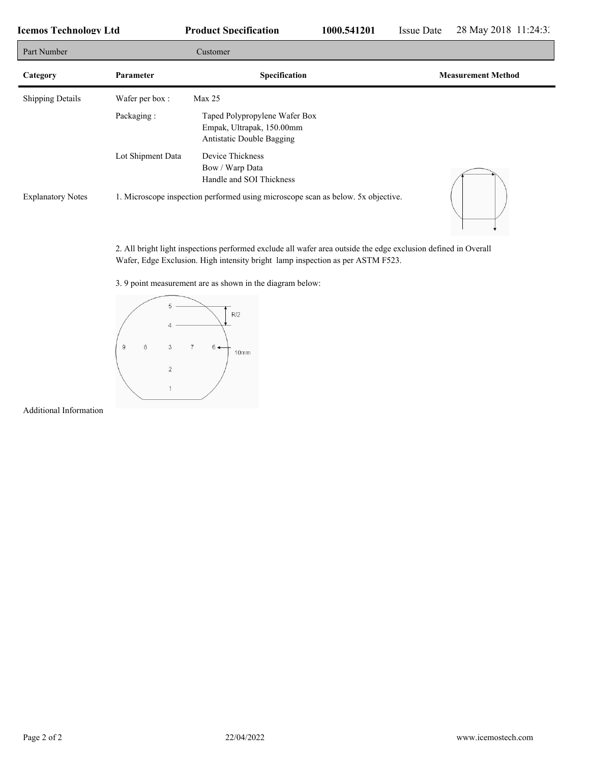| Part Number | Customer | | |
|---|---|---|---|
| **Category** | **Parameter** | **Specification** | **Measurement Method** |
| Shipping Details | Wafer per box : | Max 25 | |
| | Packaging : | Taped Polypropylene Wafer Box<br>Empak, Ultrapak, 150.00mm<br>Antistatic Double Bagging | |
| | Lot Shipment Data | Device Thickness<br>Bow / Warp Data<br>Handle and SOI Thickness | |

Explanatory Notes

1. Microscope inspection performed using microscope scan as below. 5x objective.

2. All bright light inspections performed exclude all wafer area outside the edge exclusion defined in Overall Wafer, Edge Exclusion. High intensity bright lamp inspection as per ASTM F523.

3. 9 point measurement are as shown in the diagram below:

5
4
R/2
9 8 3 7 6
10mm
2
1

Additional Information